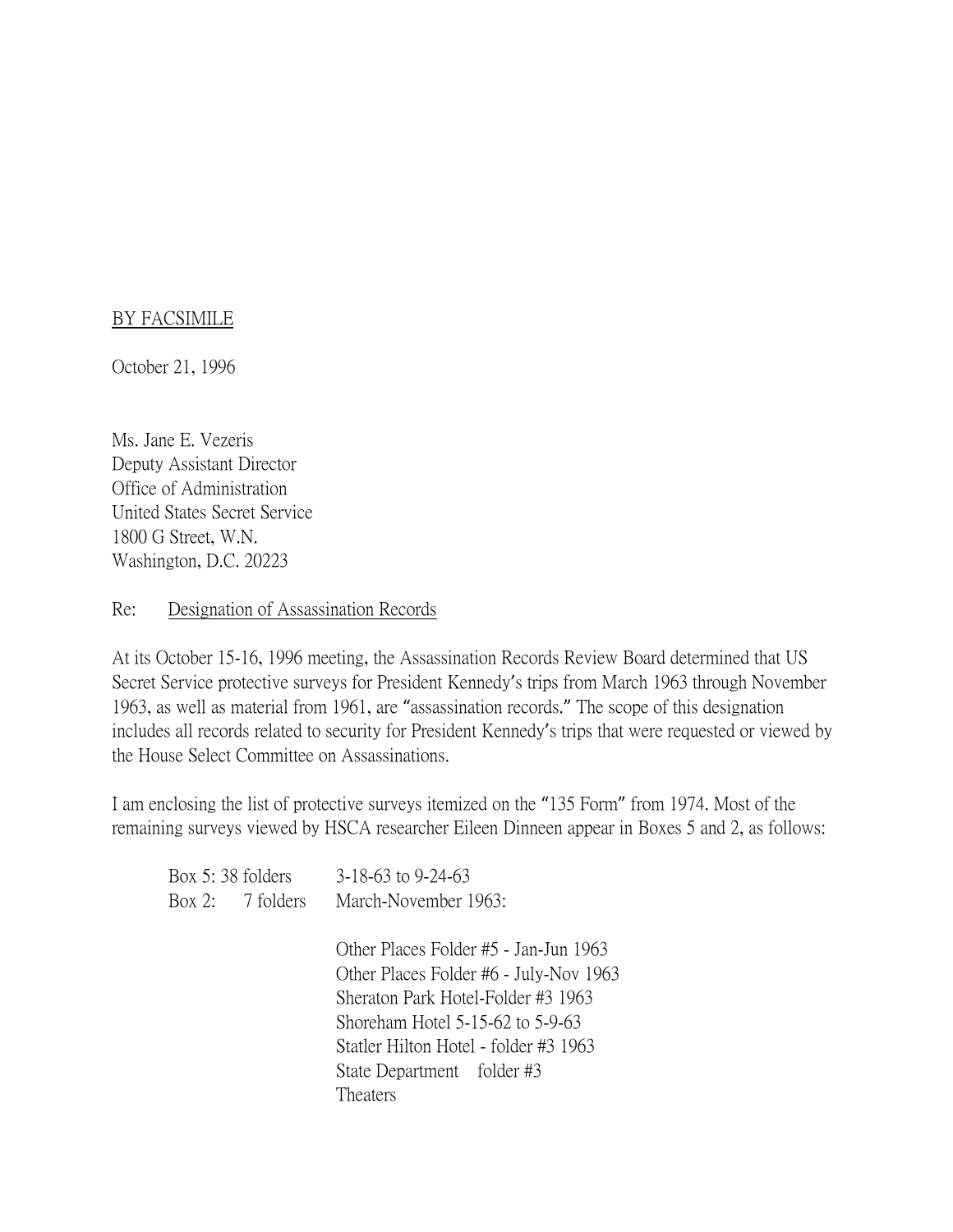BY FACSIMILE

October 21, 1996

Ms. Jane E. Vezeris
Deputy Assistant Director
Office of Administration
United States Secret Service
1800 G Street, W.N.
Washington, D.C. 20223

Re: Designation of Assassination Records

At its October 15-16, 1996 meeting, the Assassination Records Review Board determined that US Secret Service protective surveys for President Kennedy's trips from March 1963 through November 1963, as well as material from 1961, are "assassination records." The scope of this designation includes all records related to security for President Kennedy's trips that were requested or viewed by the House Select Committee on Assassinations.

I am enclosing the list of protective surveys itemized on the "135 Form" from 1974. Most of the remaining surveys viewed by HSCA researcher Eileen Dinneen appear in Boxes 5 and 2, as follows:

Box 5: 38 folders 3-18-63 to 9-24-63
Box 2: 7 folders March-November 1963:

- Other Places Folder #5 - Jan-Jun 1963
- Other Places Folder #6 - July-Nov 1963
- Sheraton Park Hotel-Folder #3 1963
- Shoreham Hotel 5-15-62 to 5-9-63
- Statler Hilton Hotel - folder #3 1963
- State Department folder #3
- Theaters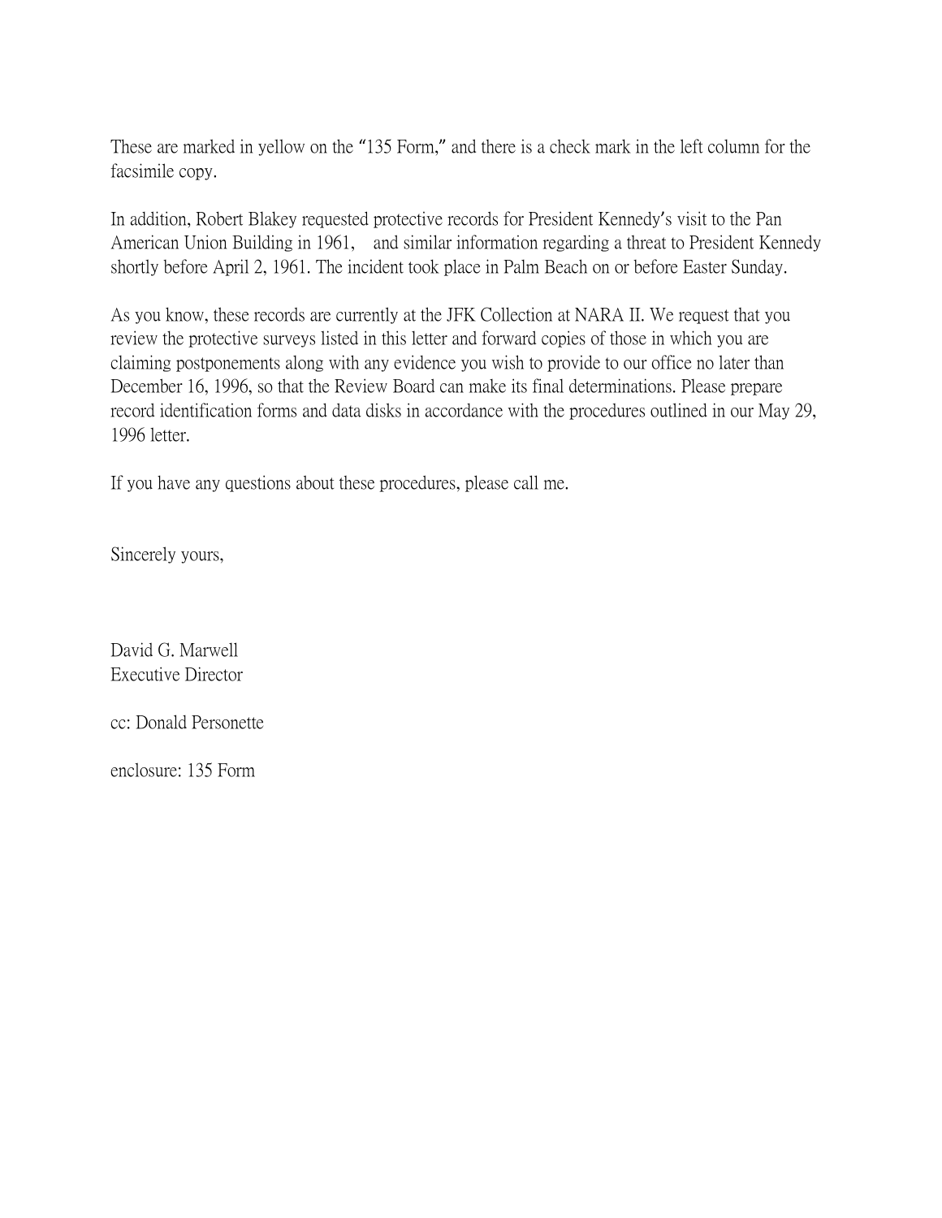These are marked in yellow on the "135 Form," and there is a check mark in the left column for the facsimile copy.

In addition, Robert Blakey requested protective records for President Kennedy's visit to the Pan American Union Building in 1961, and similar information regarding a threat to President Kennedy shortly before April 2, 1961. The incident took place in Palm Beach on or before Easter Sunday.

As you know, these records are currently at the JFK Collection at NARA II. We request that you review the protective surveys listed in this letter and forward copies of those in which you are claiming postponements along with any evidence you wish to provide to our office no later than December 16, 1996, so that the Review Board can make its final determinations. Please prepare record identification forms and data disks in accordance with the procedures outlined in our May 29, 1996 letter.

If you have any questions about these procedures, please call me.

Sincerely yours,

David G. Marwell
Executive Director

cc: Donald Personette

enclosure: 135 Form